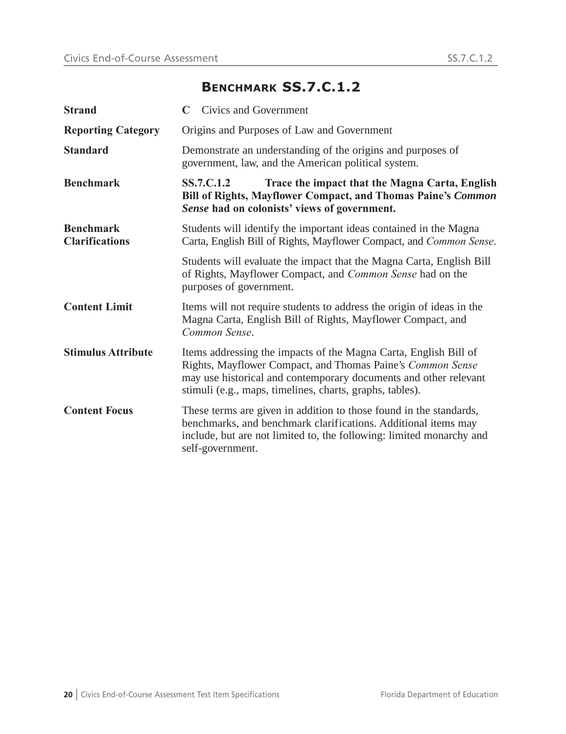# Benchmark SS.7.C.1.2

| | |
|---|---|
| **Strand** | **C** Civics and Government |
| **Reporting Category** | Origins and Purposes of Law and Government |
| **Standard** | Demonstrate an understanding of the origins and purposes of government, law, and the American political system. |
| **Benchmark** | **SS.7.C.1.2 Trace the impact that the Magna Carta, English Bill of Rights, Mayflower Compact, and Thomas Paine's *Common Sense* had on colonists' views of government.** |
| **Benchmark Clarifications** | Students will identify the important ideas contained in the Magna Carta, English Bill of Rights, Mayflower Compact, and *Common Sense*.<br><br>Students will evaluate the impact that the Magna Carta, English Bill of Rights, Mayflower Compact, and *Common Sense* had on the purposes of government. |
| **Content Limit** | Items will not require students to address the origin of ideas in the Magna Carta, English Bill of Rights, Mayflower Compact, and *Common Sense*. |
| **Stimulus Attribute** | Items addressing the impacts of the Magna Carta, English Bill of Rights, Mayflower Compact, and Thomas Paine's *Common Sense* may use historical and contemporary documents and other relevant stimuli (e.g., maps, timelines, charts, graphs, tables). |
| **Content Focus** | These terms are given in addition to those found in the standards, benchmarks, and benchmark clarifications. Additional items may include, but are not limited to, the following: limited monarchy and self-government. |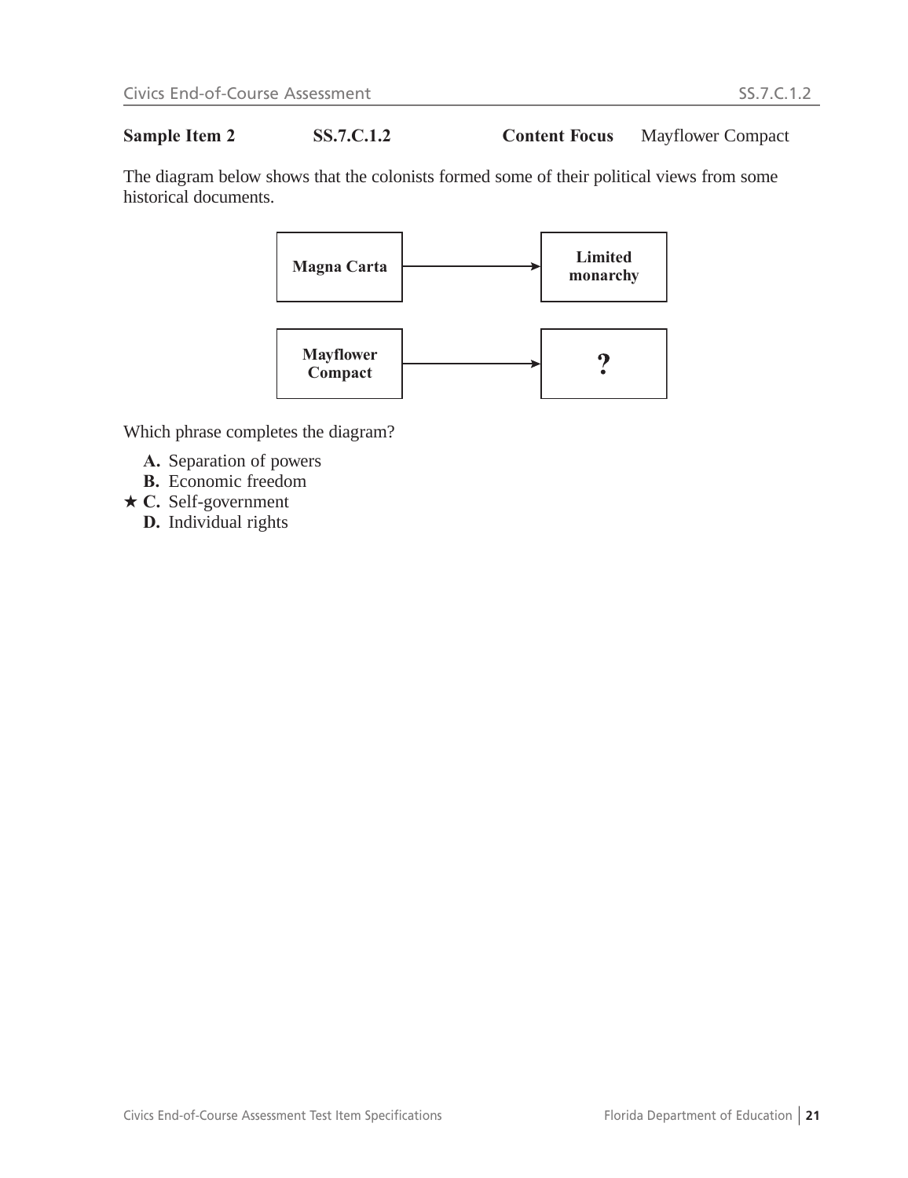**Sample Item 2** **SS.7.C.1.2** **Content Focus** Mayflower Compact

The diagram below shows that the colonists formed some of their political views from some historical documents.

Magna Carta → Limited monarchy

Mayflower Compact → ?

Which phrase completes the diagram?

**A.** Separation of powers
**B.** Economic freedom
★ **C.** Self-government
**D.** Individual rights